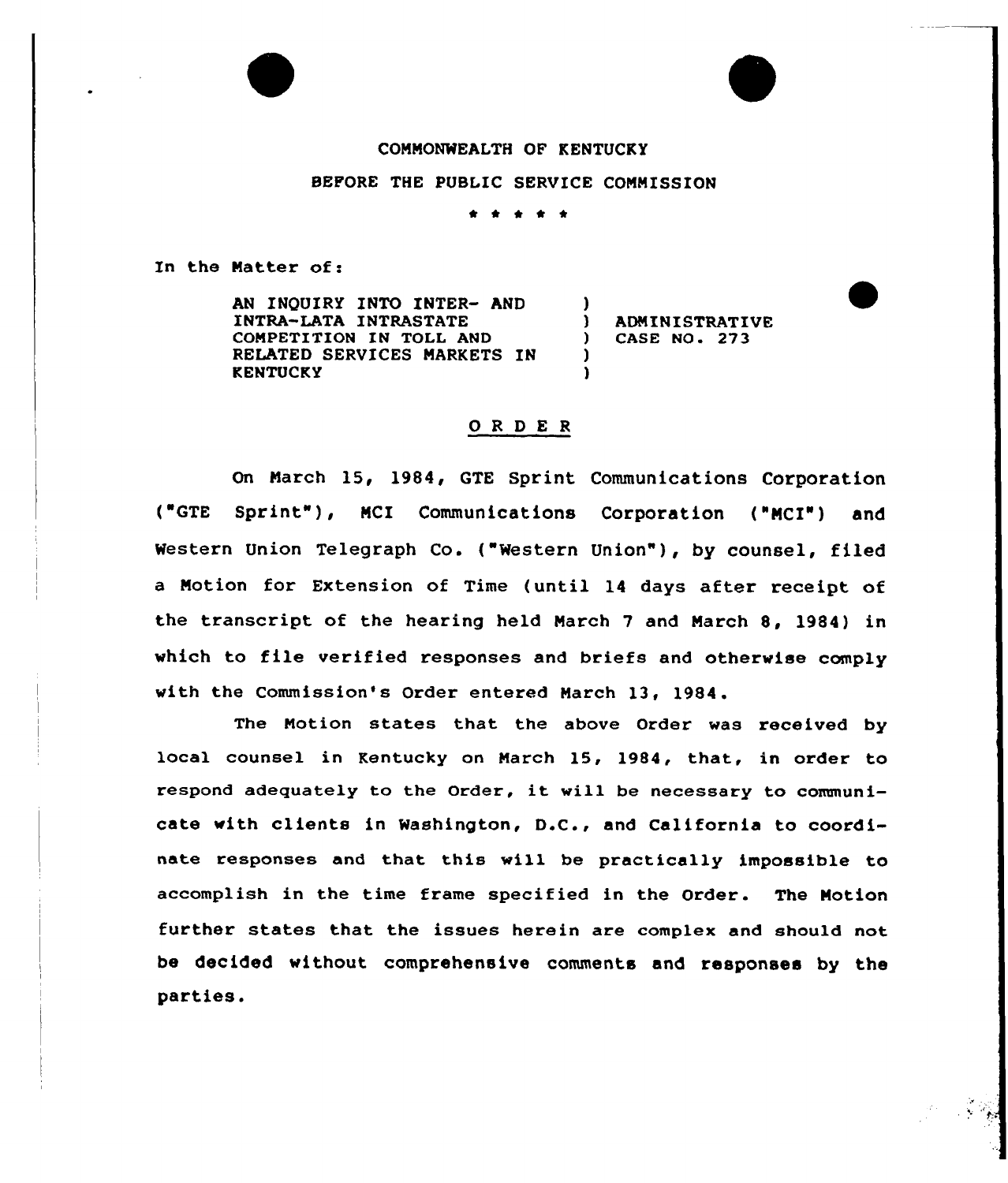COMMONWEALTH OF KENTUCKY

BEFORE THE PUBLIC SERVICE COMMISSION

\* \* \* \* \*

In the Matter of:

| | | |
|---|---|---|
| AN INQUIRY INTO INTER- AND INTRA-LATA INTRASTATE COMPETITION IN TOLL AND RELATED SERVICES MARKETS IN KENTUCKY | ) | ADMINISTRATIVE CASE NO. 273 |

# O R D E R

On March 15, 1984, GTE Sprint Communications Corporation ("GTE Sprint"), MCI Communications Corporation ("MCI") and Western Union Telegraph Co. ("Western Union"), by counsel, filed a Motion for Extension of Time (until 14 days after receipt of the transcript of the hearing held March 7 and March 8, 1984) in which to file verified responses and briefs and otherwise comply with the Commission's Order entered March 13, 1984.

The Motion states that the above Order was received by local counsel in Kentucky on March 15, 1984, that, in order to respond adequately to the Order, it will be necessary to communicate with clients in Washington, D.C., and California to coordinate responses and that this will be practically impossible to accomplish in the time frame specified in the Order. The Motion further states that the issues herein are complex and should not be decided without comprehensive comments and responses by the parties.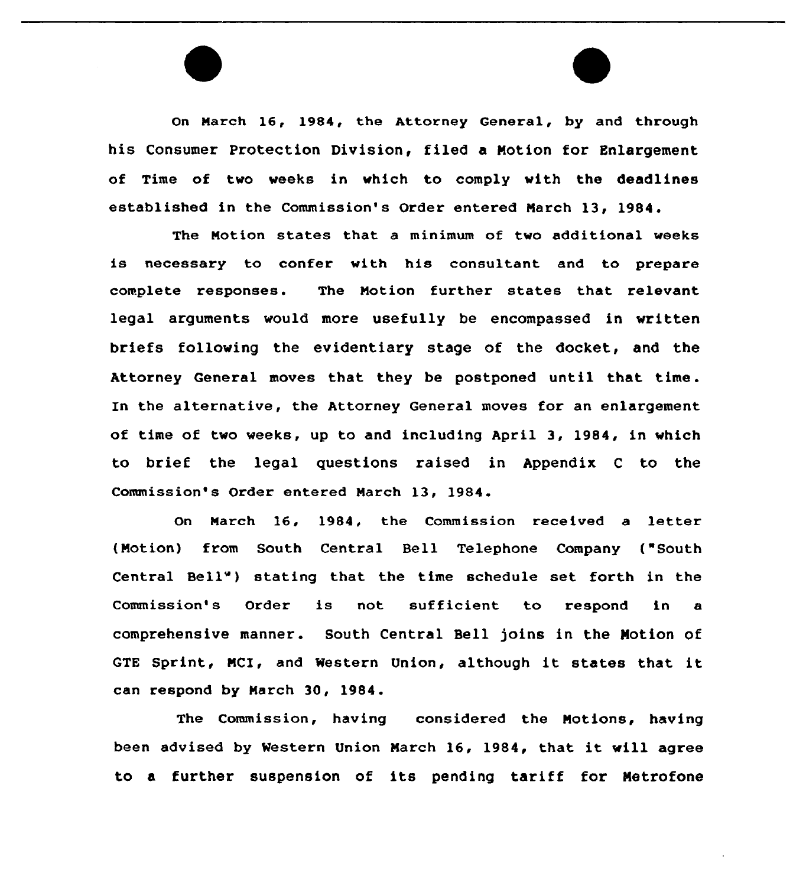On March 16, 1984, the Attorney General, by and through his Consumer Protection Division, filed a Motion for Enlargement of Time of two weeks in which to comply with the deadlines established in the Commission's Order entered March 13, 1984.

The Motion states that a minimum of two additional weeks is necessary to confer with his consultant and to prepare complete responses. The Motion further states that relevant legal arguments would more usefully be encompassed in written briefs following the evidentiary stage of the docket, and the Attorney General moves that they be postponed until that time. In the alternative, the Attorney General moves for an enlargement of time of two weeks, up to and including April 3, 1984, in which to brief the legal questions raised in Appendix C to the Commission's Order entered March 13, 1984.

On March 16, 1984, the Commission received a letter (Motion) from South Central Bell Telephone Company ("South Central Bell") stating that the time schedule set forth in the Commission's Order is not sufficient to respond in a comprehensive manner. South Central Bell joins in the Motion of GTE Sprint, MCI, and Western Union, although it states that it can respond by March 30, 1984.

The Commission, having considered the Motions, having been advised by Western Union March 16, 1984, that it will agree to a further suspension of its pending tariff for Metrofone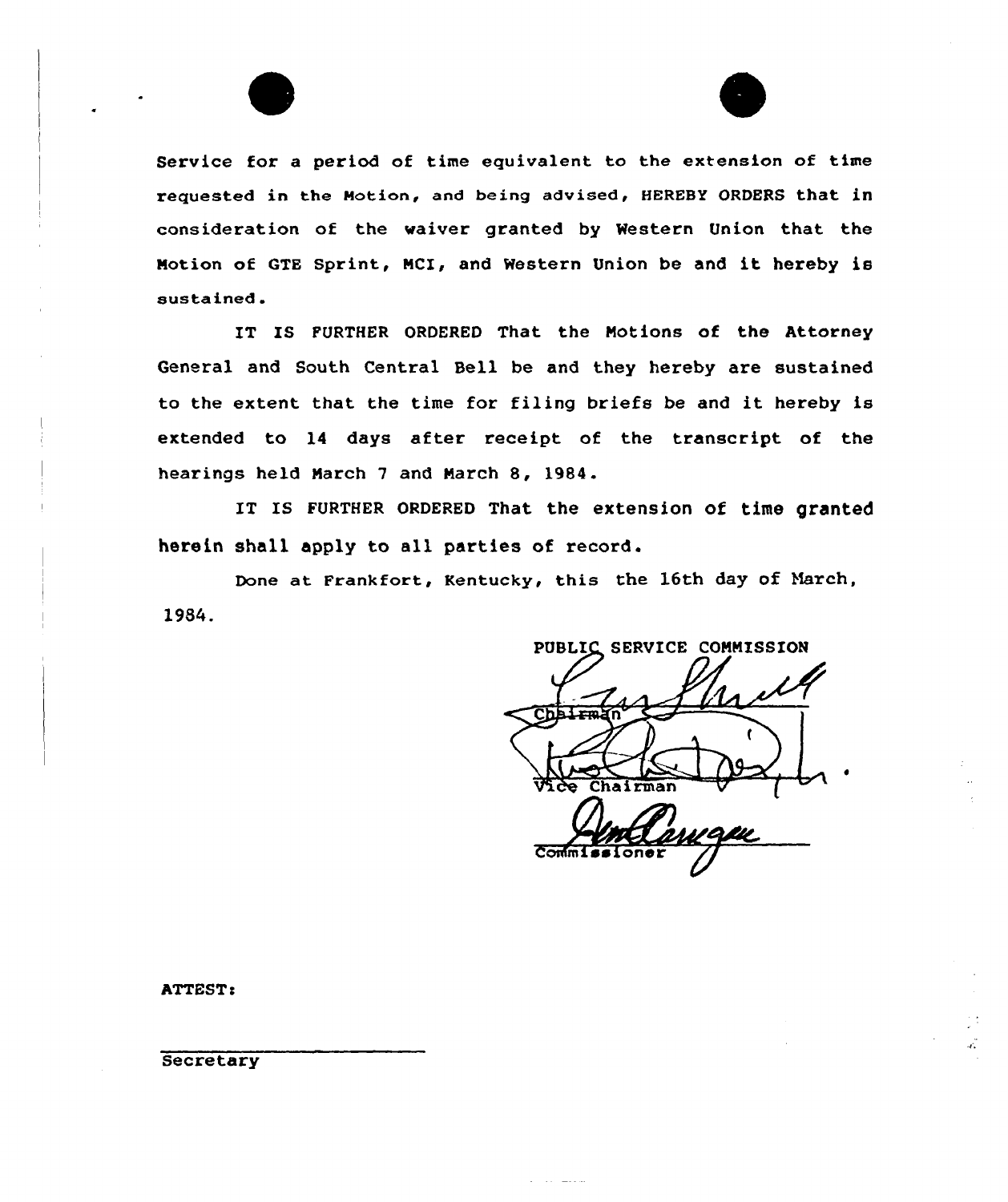Service for a period of time equivalent to the extension of time requested in the Motion, and being advised, HEREBY ORDERS that in consideration of the waiver granted by Western Union that the Motion of GTE Sprint, MCI, and Western Union be and it hereby is sustained.

IT IS FURTHER ORDERED That the Motions of the Attorney General and South Central Bell be and they hereby are sustained to the extent that the time for filing briefs be and it hereby is extended to 14 days after receipt of the transcript of the hearings held March 7 and March 8, 1984.

IT IS FURTHER ORDERED That the extension of time granted herein shall apply to all parties of record.

Done at Frankfort, Kentucky, this the 16th day of March, 1984.

PUBLIC SERVICE COMMISSION

Chairman

Vice Chairman

Commissioner

ATTEST:

Secretary